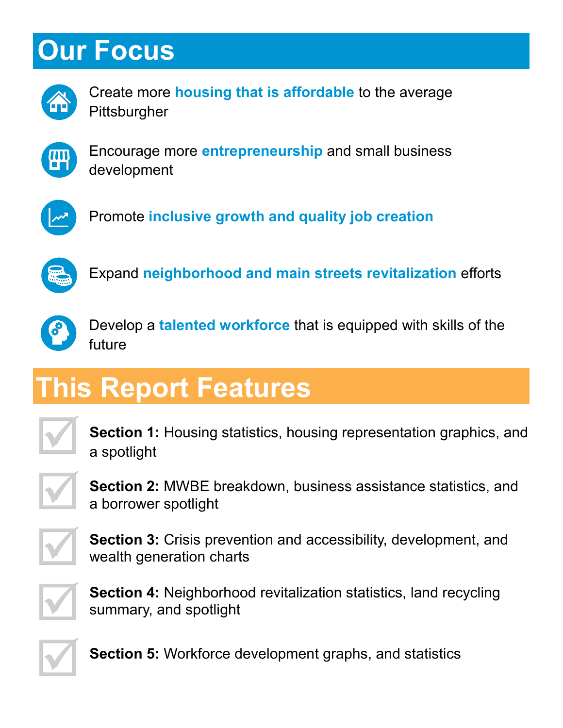# Our Focus

- Create more **housing that is affordable** to the average Pittsburgher
- Encourage more **entrepreneurship** and small business development
- Promote **inclusive growth and quality job creation**
- Expand **neighborhood and main streets revitalization** efforts
- Develop a **talented workforce** that is equipped with skills of the future

# This Report Features

- **Section 1:** Housing statistics, housing representation graphics, and a spotlight
- **Section 2:** MWBE breakdown, business assistance statistics, and a borrower spotlight
- **Section 3:** Crisis prevention and accessibility, development, and wealth generation charts
- **Section 4:** Neighborhood revitalization statistics, land recycling summary, and spotlight
- **Section 5:** Workforce development graphs, and statistics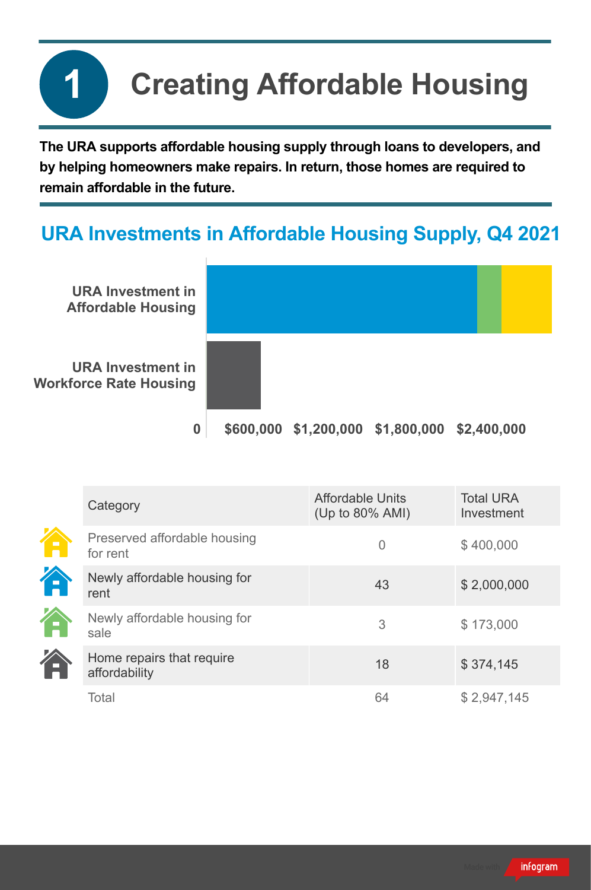# 1 Creating Affordable Housing

**The URA supports affordable housing supply through loans to developers, and by helping homeowners make repairs. In return, those homes are required to remain affordable in the future.**

## URA Investments in Affordable Housing Supply, Q4 2021

URA Investment in Affordable Housing

URA Investment in Workforce Rate Housing

0
$600,000
$1,200,000
$1,800,000
$2,400,000

| Category | Affordable Units (Up to 80% AMI) | Total URA Investment |
|---|---|---|
| Preserved affordable housing for rent | 0 | $ 400,000 |
| Newly affordable housing for rent | 43 | $ 2,000,000 |
| Newly affordable housing for sale | 3 | $ 173,000 |
| Home repairs that require affordability | 18 | $ 374,145 |
| Total | 64 | $ 2,947,145 |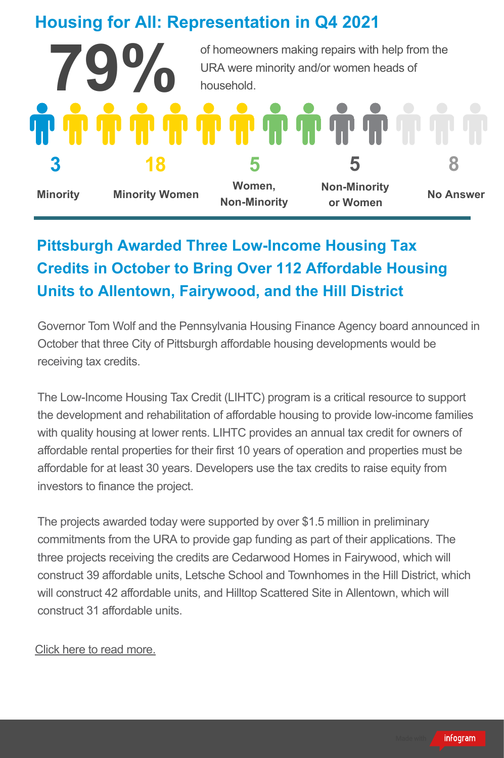## Housing for All: Representation in Q4 2021

**79%** of homeowners making repairs with help from the URA were minority and/or women heads of household.

3
Minority

18
Minority Women

5
Women, Non-Minority

5
Non-Minority or Women

8
No Answer

## Pittsburgh Awarded Three Low-Income Housing Tax Credits in October to Bring Over 112 Affordable Housing Units to Allentown, Fairywood, and the Hill District

Governor Tom Wolf and the Pennsylvania Housing Finance Agency board announced in October that three City of Pittsburgh affordable housing developments would be receiving tax credits.

The Low-Income Housing Tax Credit (LIHTC) program is a critical resource to support the development and rehabilitation of affordable housing to provide low-income families with quality housing at lower rents. LIHTC provides an annual tax credit for owners of affordable rental properties for their first 10 years of operation and properties must be affordable for at least 30 years. Developers use the tax credits to raise equity from investors to finance the project.

The projects awarded today were supported by over $1.5 million in preliminary commitments from the URA to provide gap funding as part of their applications. The three projects receiving the credits are Cedarwood Homes in Fairywood, which will construct 39 affordable units, Letsche School and Townhomes in the Hill District, which will construct 42 affordable units, and Hilltop Scattered Site in Allentown, which will construct 31 affordable units.

Click here to read more.

Made with infogram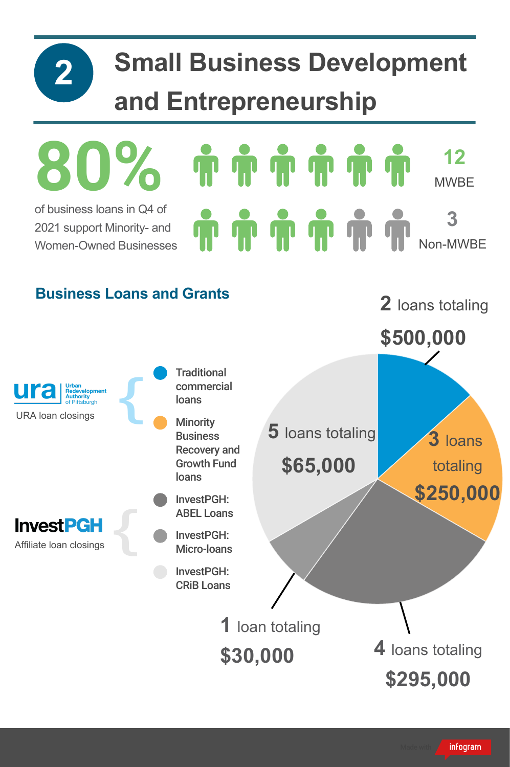# 2 Small Business Development and Entrepreneurship

**80%**

of business loans in Q4 of 2021 support Minority- and Women-Owned Businesses

**12** MWBE

**3** Non-MWBE

## Business Loans and Grants

ura Urban Redevelopment Authority of Pittsburgh

URA loan closings

- Traditional commercial loans
- Minority Business Recovery and Growth Fund loans

InvestPGH

Affiliate loan closings

- InvestPGH: ABEL Loans
- InvestPGH: Micro-loans
- InvestPGH: CRiB Loans

**2** loans totaling **$500,000**

**3** loans totaling **$250,000**

**4** loans totaling **$295,000**

**1** loan totaling **$30,000**

**5** loans totaling **$65,000**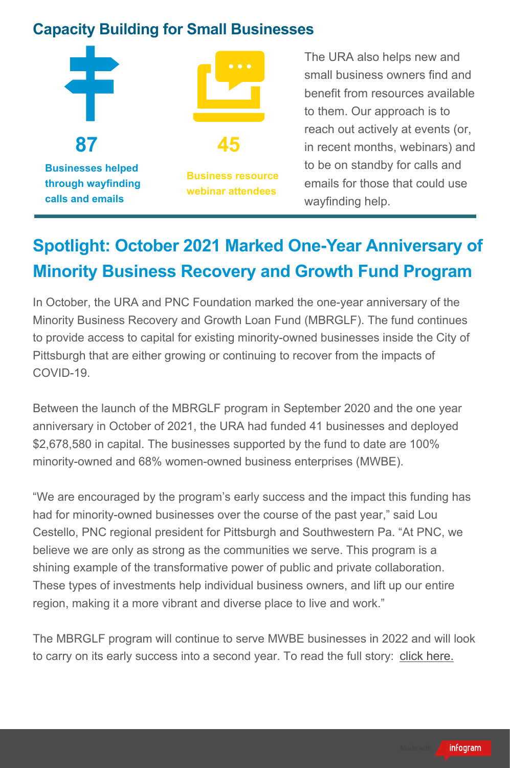## Capacity Building for Small Businesses

**87**

**Businesses helped through wayfinding calls and emails**

**45**

**Business resource webinar attendees**

The URA also helps new and small business owners find and benefit from resources available to them. Our approach is to reach out actively at events (or, in recent months, webinars) and to be on standby for calls and emails for those that could use wayfinding help.

## Spotlight: October 2021 Marked One-Year Anniversary of Minority Business Recovery and Growth Fund Program

In October, the URA and PNC Foundation marked the one-year anniversary of the Minority Business Recovery and Growth Loan Fund (MBRGLF). The fund continues to provide access to capital for existing minority-owned businesses inside the City of Pittsburgh that are either growing or continuing to recover from the impacts of COVID-19.

Between the launch of the MBRGLF program in September 2020 and the one year anniversary in October of 2021, the URA had funded 41 businesses and deployed $2,678,580 in capital. The businesses supported by the fund to date are 100% minority-owned and 68% women-owned business enterprises (MWBE).

"We are encouraged by the program's early success and the impact this funding has had for minority-owned businesses over the course of the past year," said Lou Cestello, PNC regional president for Pittsburgh and Southwestern Pa. "At PNC, we believe we are only as strong as the communities we serve. This program is a shining example of the transformative power of public and private collaboration. These types of investments help individual business owners, and lift up our entire region, making it a more vibrant and diverse place to live and work."

The MBRGLF program will continue to serve MWBE businesses in 2022 and will look to carry on its early success into a second year. To read the full story: click here.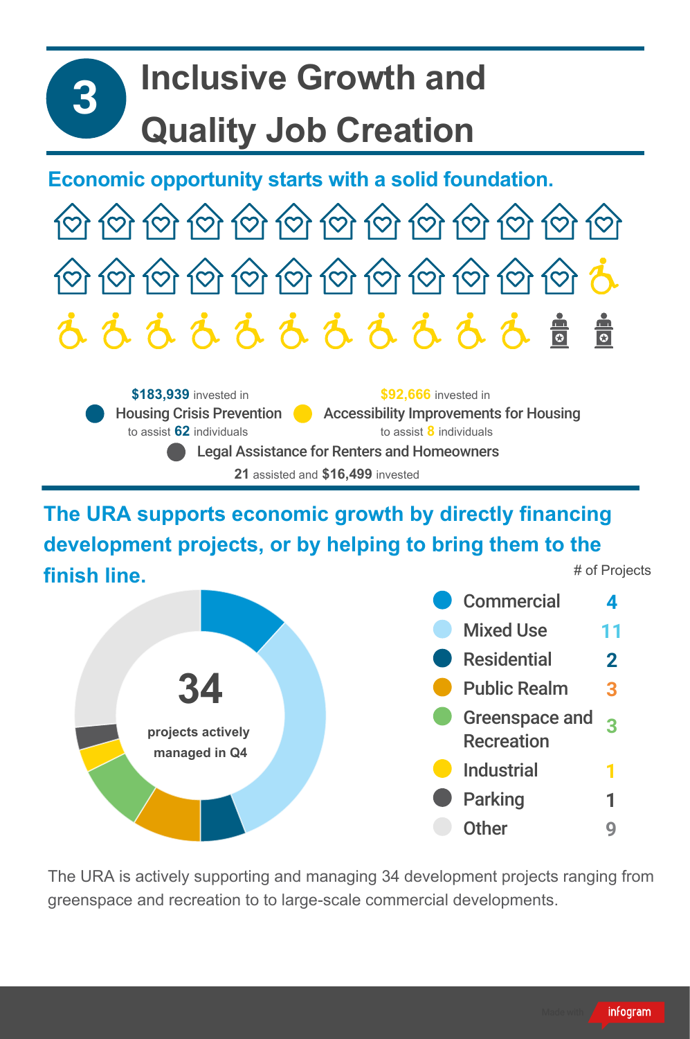# 3 Inclusive Growth and Quality Job Creation

**Economic opportunity starts with a solid foundation.**

**$183,939** invested in Housing Crisis Prevention to assist **62** individuals

**$92,666** invested in Accessibility Improvements for Housing to assist **8** individuals

Legal Assistance for Renters and Homeowners

**21** assisted and **$16,499** invested

**The URA supports economic growth by directly financing development projects, or by helping to bring them to the finish line.**

34

projects actively managed in Q4

# of Projects

Commercial 4

Mixed Use 11

Residential 2

Public Realm 3

Greenspace and Recreation 3

Industrial 1

Parking 1

Other 9

The URA is actively supporting and managing 34 development projects ranging from greenspace and recreation to to large-scale commercial developments.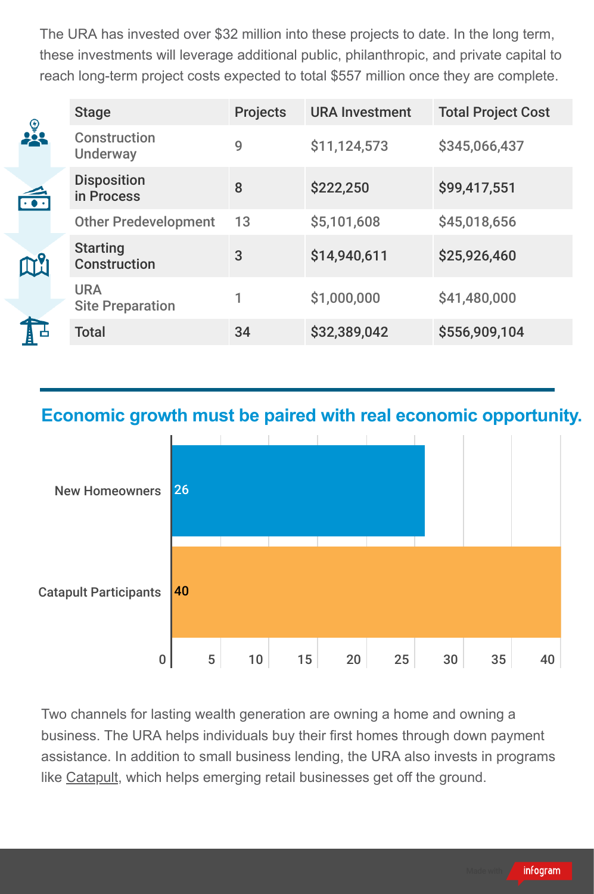The URA has invested over $32 million into these projects to date. In the long term, these investments will leverage additional public, philanthropic, and private capital to reach long-term project costs expected to total $557 million once they are complete.

| Stage | Projects | URA Investment | Total Project Cost |
|---|---|---|---|
| Construction Underway | 9 | $11,124,573 | $345,066,437 |
| Disposition in Process | 8 | $222,250 | $99,417,551 |
| Other Predevelopment | 13 | $5,101,608 | $45,018,656 |
| Starting Construction | 3 | $14,940,611 | $25,926,460 |
| URA Site Preparation | 1 | $1,000,000 | $41,480,000 |
| Total | 34 | $32,389,042 | $556,909,104 |

## Economic growth must be paired with real economic opportunity.

New Homeowners
26

Catapult Participants
40

0 5 10 15 20 25 30 35 40

Two channels for lasting wealth generation are owning a home and owning a business. The URA helps individuals buy their first homes through down payment assistance. In addition to small business lending, the URA also invests in programs like Catapult, which helps emerging retail businesses get off the ground.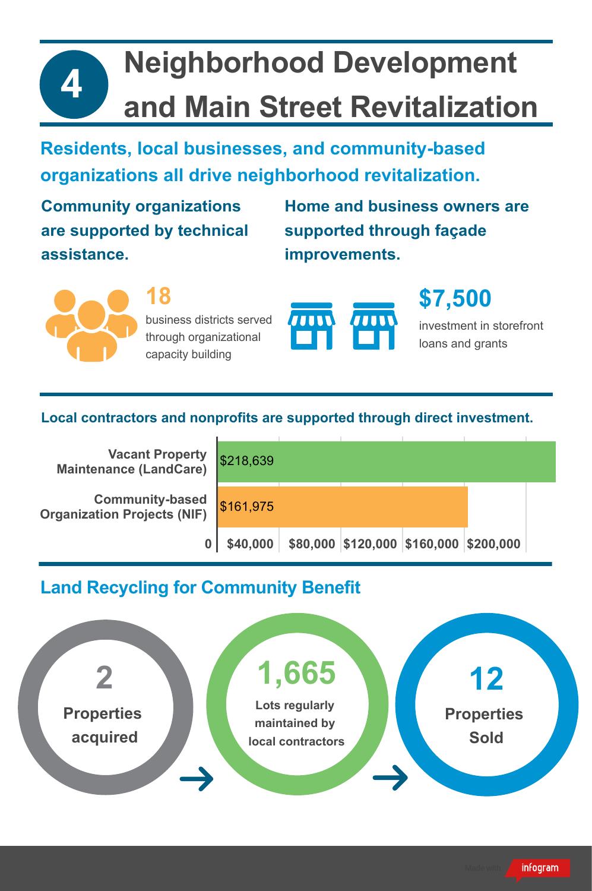# 4 Neighborhood Development and Main Street Revitalization

## Residents, local businesses, and community-based organizations all drive neighborhood revitalization.

**Community organizations are supported by technical assistance.**

**18**

business districts served through organizational capacity building

**Home and business owners are supported through façade improvements.**

**$7,500**

investment in storefront loans and grants

**Local contractors and nonprofits are supported through direct investment.**

Vacant Property Maintenance (LandCare)
$218,639

Community-based Organization Projects (NIF)
$161,975

0
$40,000
$80,000
$120,000
$160,000
$200,000

## Land Recycling for Community Benefit

**2**
Properties acquired

**1,665**
Lots regularly maintained by local contractors

**12**
Properties Sold

Made with infogram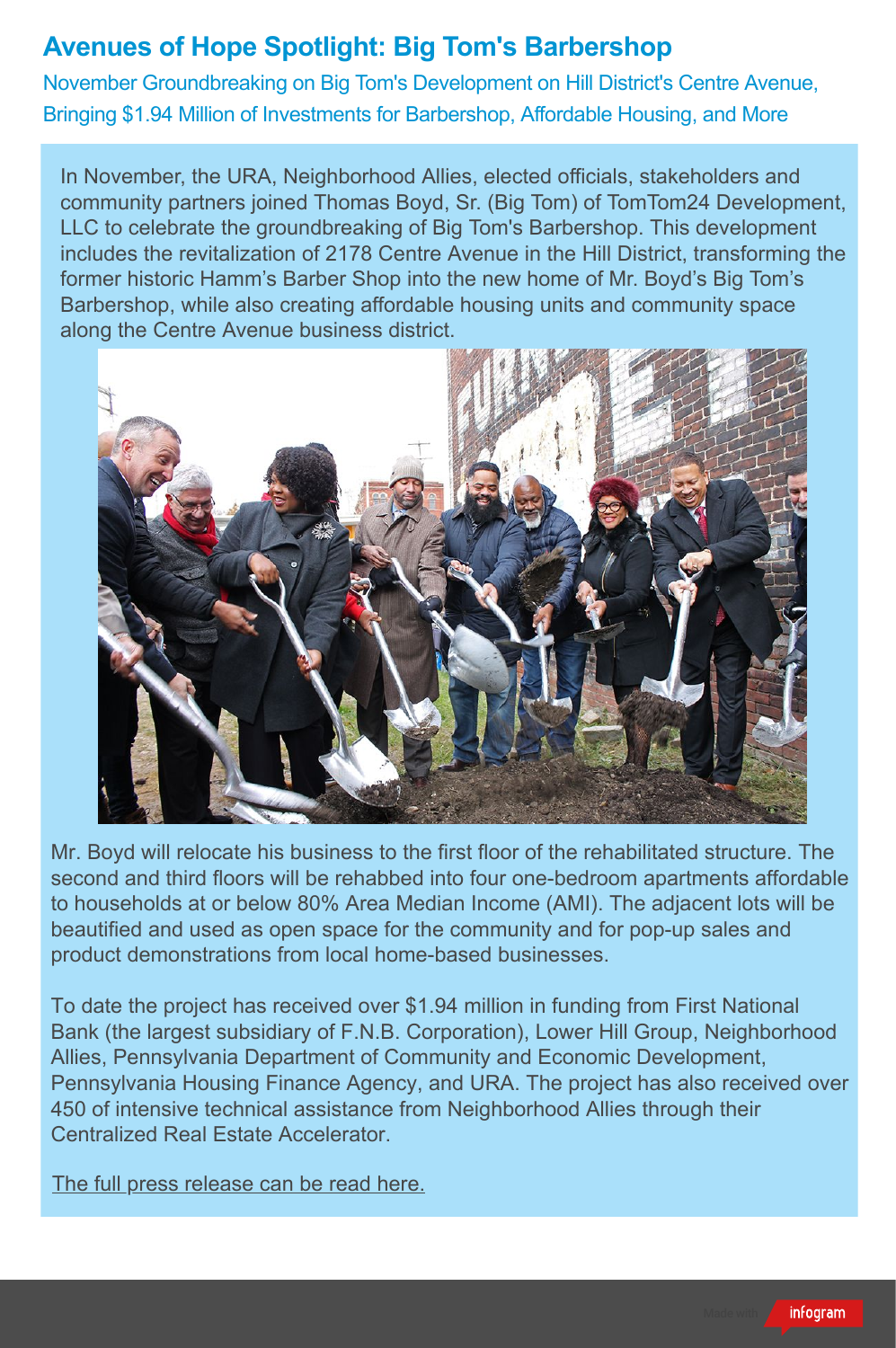## Avenues of Hope Spotlight: Big Tom's Barbershop

November Groundbreaking on Big Tom's Development on Hill District's Centre Avenue, Bringing $1.94 Million of Investments for Barbershop, Affordable Housing, and More

In November, the URA, Neighborhood Allies, elected officials, stakeholders and community partners joined Thomas Boyd, Sr. (Big Tom) of TomTom24 Development, LLC to celebrate the groundbreaking of Big Tom's Barbershop. This development includes the revitalization of 2178 Centre Avenue in the Hill District, transforming the former historic Hamm's Barber Shop into the new home of Mr. Boyd's Big Tom's Barbershop, while also creating affordable housing units and community space along the Centre Avenue business district.

Mr. Boyd will relocate his business to the first floor of the rehabilitated structure. The second and third floors will be rehabbed into four one-bedroom apartments affordable to households at or below 80% Area Median Income (AMI). The adjacent lots will be beautified and used as open space for the community and for pop-up sales and product demonstrations from local home-based businesses.

To date the project has received over $1.94 million in funding from First National Bank (the largest subsidiary of F.N.B. Corporation), Lower Hill Group, Neighborhood Allies, Pennsylvania Department of Community and Economic Development, Pennsylvania Housing Finance Agency, and URA. The project has also received over 450 of intensive technical assistance from Neighborhood Allies through their Centralized Real Estate Accelerator.

The full press release can be read here.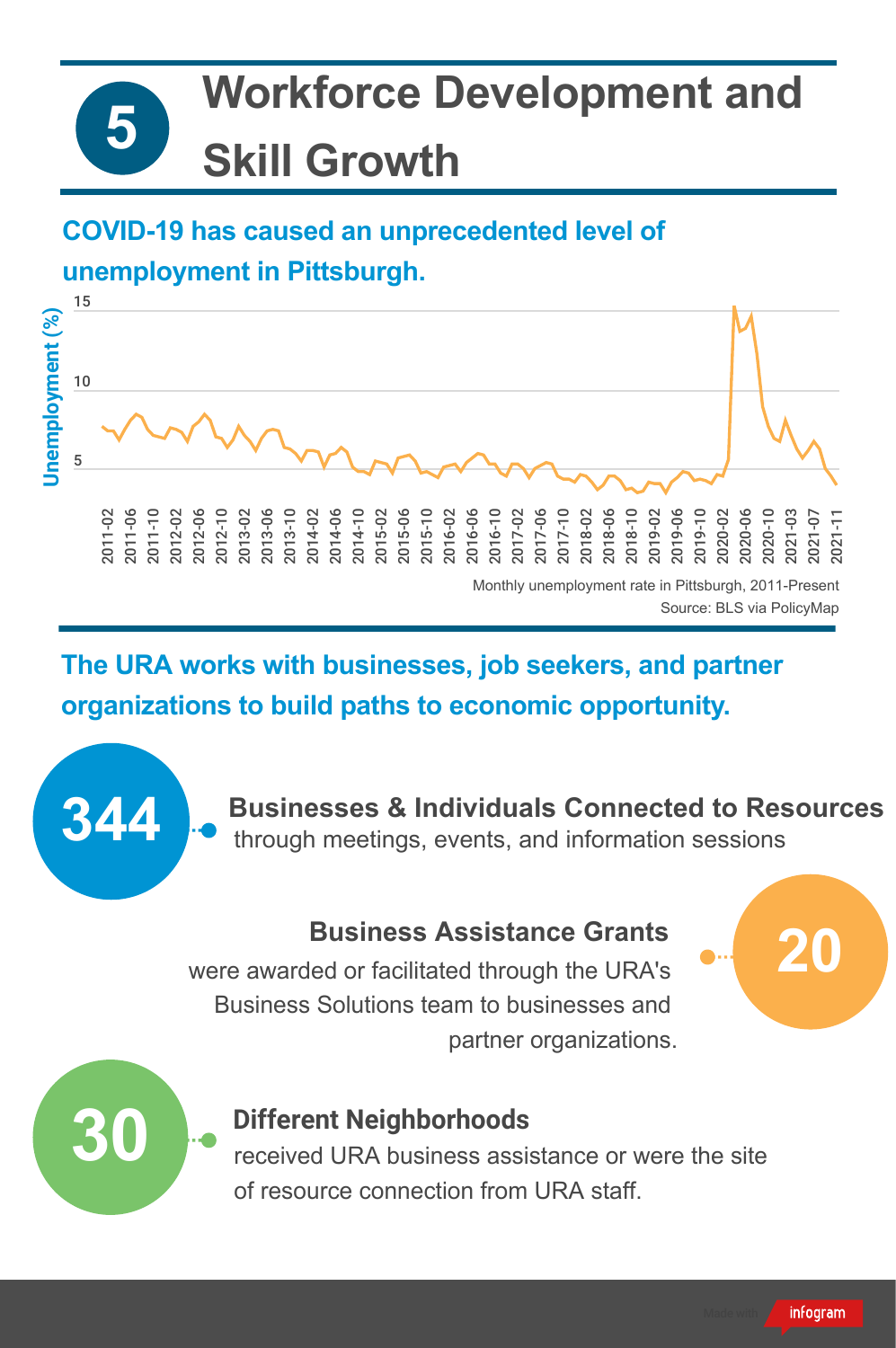# 5 Workforce Development and Skill Growth

## COVID-19 has caused an unprecedented level of unemployment in Pittsburgh.

Unemployment (%)

15

10

5

2011-02 2011-06 2011-10 2012-02 2012-06 2012-10 2013-02 2013-06 2013-10 2014-02 2014-06 2014-10 2015-02 2015-06 2015-10 2016-02 2016-06 2016-10 2017-02 2017-06 2017-10 2018-02 2018-06 2018-10 2019-02 2019-06 2019-10 2020-02 2020-06 2020-10 2021-03 2021-07 2021-11

Monthly unemployment rate in Pittsburgh, 2011-Present

Source: BLS via PolicyMap

## The URA works with businesses, job seekers, and partner organizations to build paths to economic opportunity.

**344**

**Businesses & Individuals Connected to Resources** through meetings, events, and information sessions

**20**

**Business Assistance Grants** were awarded or facilitated through the URA's Business Solutions team to businesses and partner organizations.

**30**

**Different Neighborhoods** received URA business assistance or were the site of resource connection from URA staff.